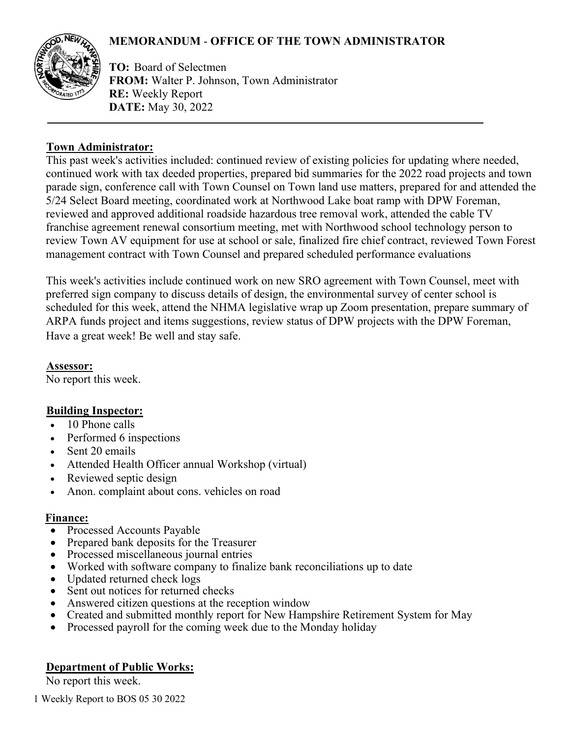# MEMORANDUM - OFFICE OF THE TOWN ADMINISTRATOR

**TO:** Board of Selectmen
**FROM:** Walter P. Johnson, Town Administrator
**RE:** Weekly Report
**DATE:** May 30, 2022

---

## Town Administrator:

This past week's activities included: continued review of existing policies for updating where needed, continued work with tax deeded properties, prepared bid summaries for the 2022 road projects and town parade sign, conference call with Town Counsel on Town land use matters, prepared for and attended the 5/24 Select Board meeting, coordinated work at Northwood Lake boat ramp with DPW Foreman, reviewed and approved additional roadside hazardous tree removal work, attended the cable TV franchise agreement renewal consortium meeting, met with Northwood school technology person to review Town AV equipment for use at school or sale, finalized fire chief contract, reviewed Town Forest management contract with Town Counsel and prepared scheduled performance evaluations

This week's activities include continued work on new SRO agreement with Town Counsel, meet with preferred sign company to discuss details of design, the environmental survey of center school is scheduled for this week, attend the NHMA legislative wrap up Zoom presentation, prepare summary of ARPA funds project and items suggestions, review status of DPW projects with the DPW Foreman, Have a great week! Be well and stay safe.

## Assessor:

No report this week.

## Building Inspector:

- 10 Phone calls
- Performed 6 inspections
- Sent 20 emails
- Attended Health Officer annual Workshop (virtual)
- Reviewed septic design
- Anon. complaint about cons. vehicles on road

## Finance:

- Processed Accounts Payable
- Prepared bank deposits for the Treasurer
- Processed miscellaneous journal entries
- Worked with software company to finalize bank reconciliations up to date
- Updated returned check logs
- Sent out notices for returned checks
- Answered citizen questions at the reception window
- Created and submitted monthly report for New Hampshire Retirement System for May
- Processed payroll for the coming week due to the Monday holiday

## Department of Public Works:

No report this week.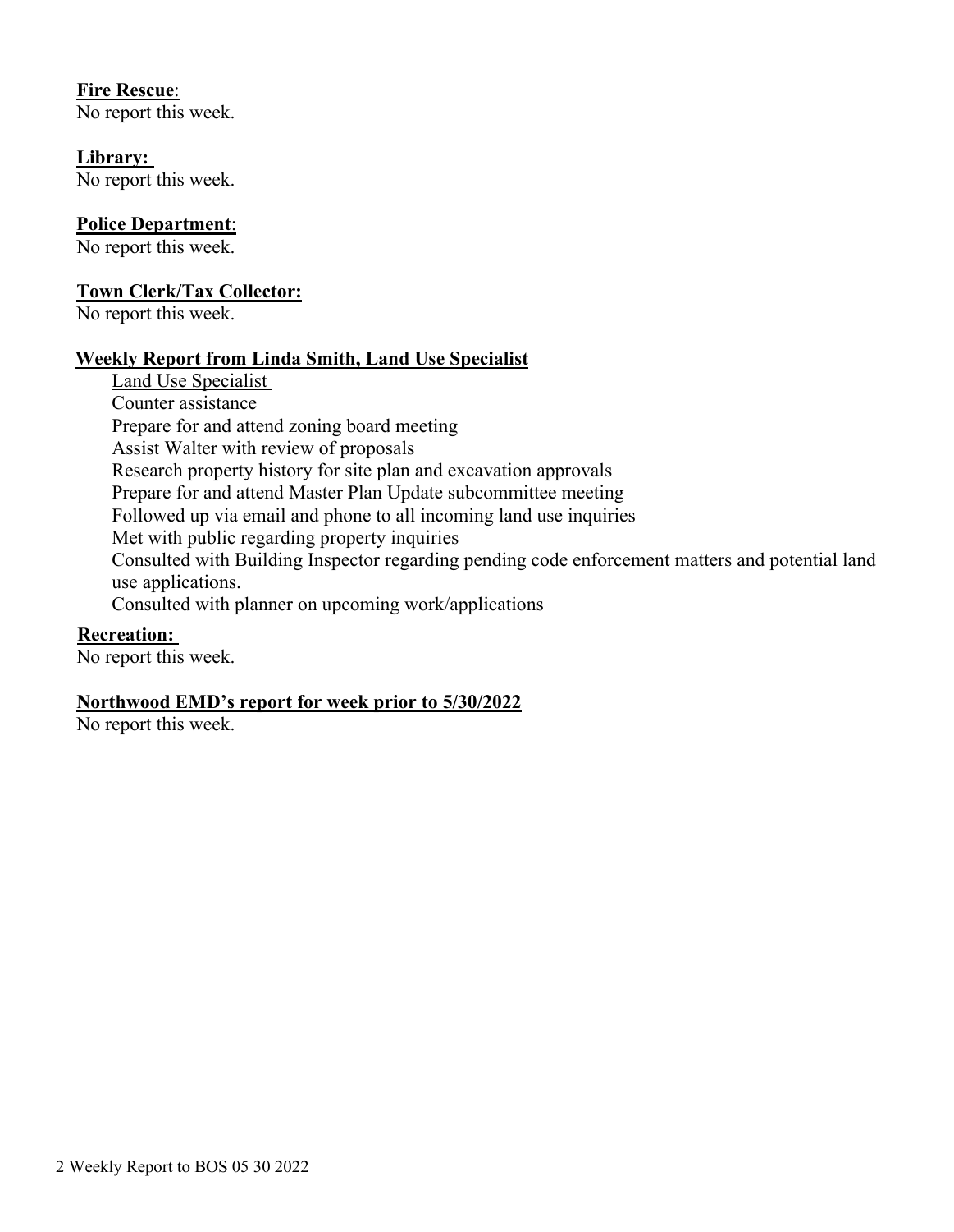**Fire Rescue**:
No report this week.

**Library:**
No report this week.

**Police Department**:
No report this week.

**Town Clerk/Tax Collector:**
No report this week.

**Weekly Report from Linda Smith, Land Use Specialist**

Land Use Specialist

- Counter assistance
- Prepare for and attend zoning board meeting
- Assist Walter with review of proposals
- Research property history for site plan and excavation approvals
- Prepare for and attend Master Plan Update subcommittee meeting
- Followed up via email and phone to all incoming land use inquiries
- Met with public regarding property inquiries
- Consulted with Building Inspector regarding pending code enforcement matters and potential land use applications.
- Consulted with planner on upcoming work/applications

**Recreation:**
No report this week.

**Northwood EMD's report for week prior to 5/30/2022**
No report this week.